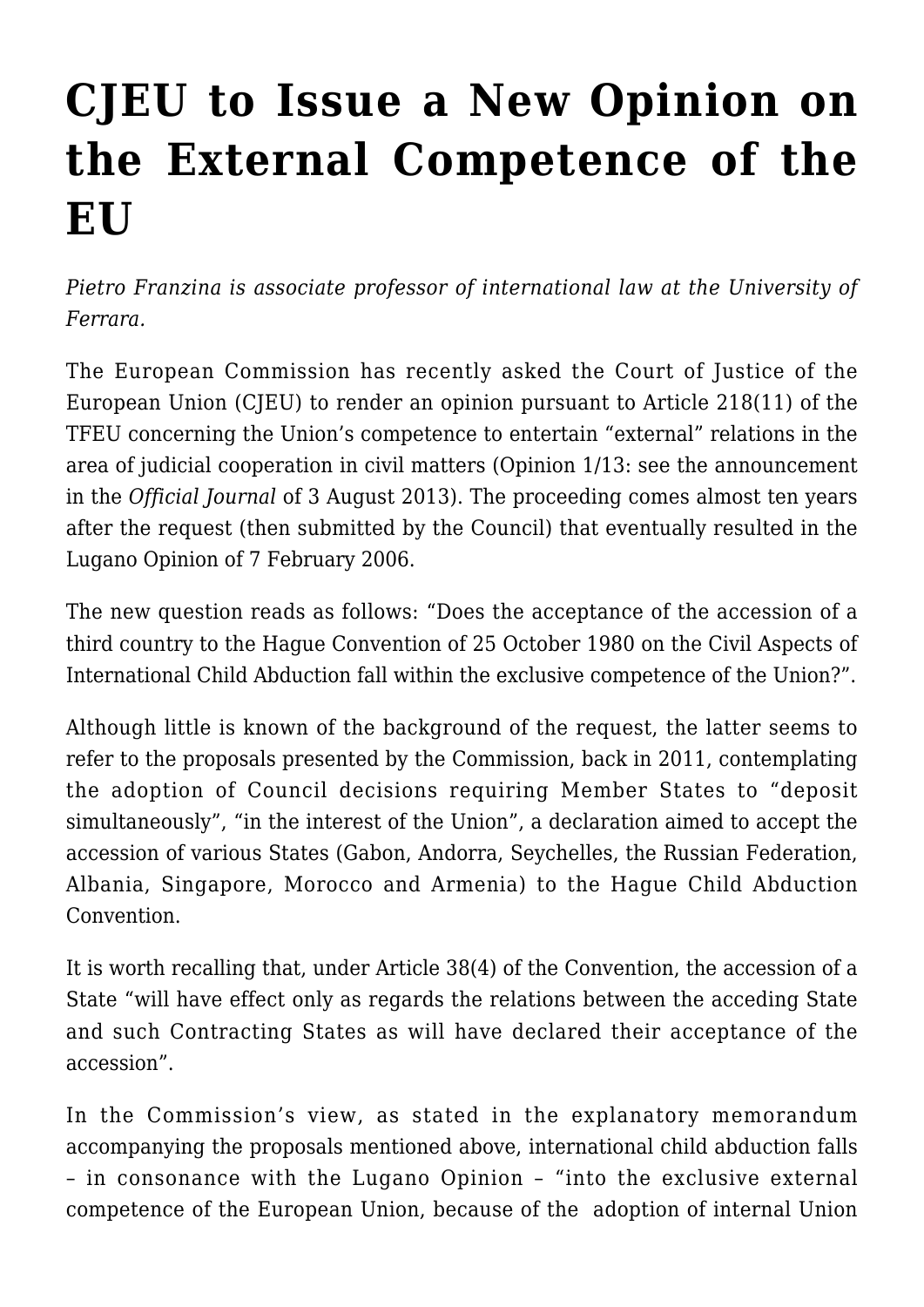# CJEU to Issue a New Opinion on the External Competence of the EU

*Pietro Franzina is associate professor of international law at the University of Ferrara.*

The European Commission has recently asked the Court of Justice of the European Union (CJEU) to render an opinion pursuant to Article 218(11) of the TFEU concerning the Union's competence to entertain "external" relations in the area of judicial cooperation in civil matters (Opinion 1/13: see the announcement in the *Official Journal* of 3 August 2013). The proceeding comes almost ten years after the request (then submitted by the Council) that eventually resulted in the Lugano Opinion of 7 February 2006.

The new question reads as follows: "Does the acceptance of the accession of a third country to the Hague Convention of 25 October 1980 on the Civil Aspects of International Child Abduction fall within the exclusive competence of the Union?".

Although little is known of the background of the request, the latter seems to refer to the proposals presented by the Commission, back in 2011, contemplating the adoption of Council decisions requiring Member States to "deposit simultaneously", "in the interest of the Union", a declaration aimed to accept the accession of various States (Gabon, Andorra, Seychelles, the Russian Federation, Albania, Singapore, Morocco and Armenia) to the Hague Child Abduction Convention.

It is worth recalling that, under Article 38(4) of the Convention, the accession of a State "will have effect only as regards the relations between the acceding State and such Contracting States as will have declared their acceptance of the accession".

In the Commission's view, as stated in the explanatory memorandum accompanying the proposals mentioned above, international child abduction falls – in consonance with the Lugano Opinion – "into the exclusive external competence of the European Union, because of the adoption of internal Union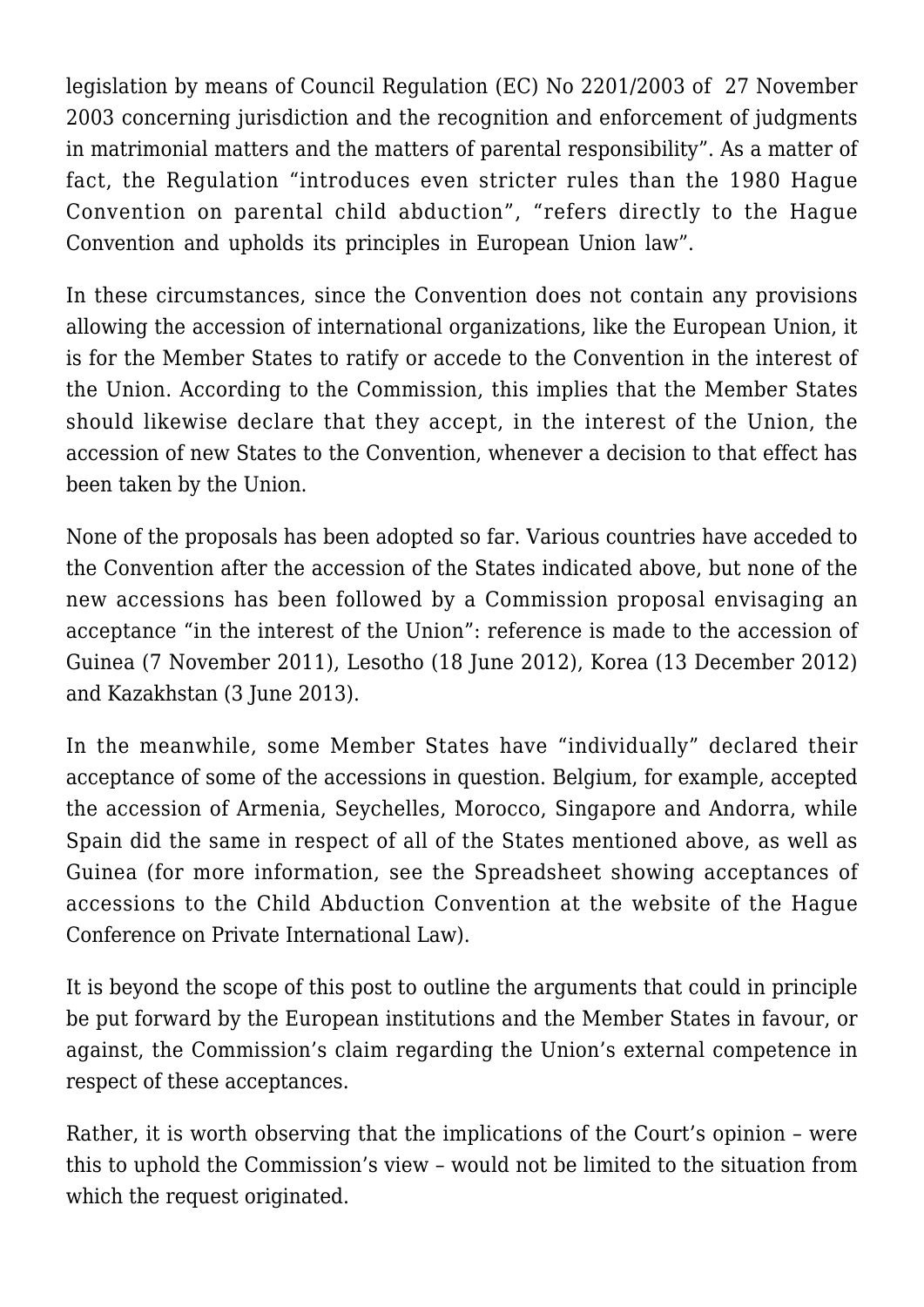legislation by means of Council Regulation (EC) No 2201/2003 of 27 November 2003 concerning jurisdiction and the recognition and enforcement of judgments in matrimonial matters and the matters of parental responsibility". As a matter of fact, the Regulation "introduces even stricter rules than the 1980 Hague Convention on parental child abduction", "refers directly to the Hague Convention and upholds its principles in European Union law".

In these circumstances, since the Convention does not contain any provisions allowing the accession of international organizations, like the European Union, it is for the Member States to ratify or accede to the Convention in the interest of the Union. According to the Commission, this implies that the Member States should likewise declare that they accept, in the interest of the Union, the accession of new States to the Convention, whenever a decision to that effect has been taken by the Union.

None of the proposals has been adopted so far. Various countries have acceded to the Convention after the accession of the States indicated above, but none of the new accessions has been followed by a Commission proposal envisaging an acceptance "in the interest of the Union": reference is made to the accession of Guinea (7 November 2011), Lesotho (18 June 2012), Korea (13 December 2012) and Kazakhstan (3 June 2013).

In the meanwhile, some Member States have "individually" declared their acceptance of some of the accessions in question. Belgium, for example, accepted the accession of Armenia, Seychelles, Morocco, Singapore and Andorra, while Spain did the same in respect of all of the States mentioned above, as well as Guinea (for more information, see the Spreadsheet showing acceptances of accessions to the Child Abduction Convention at the website of the Hague Conference on Private International Law).

It is beyond the scope of this post to outline the arguments that could in principle be put forward by the European institutions and the Member States in favour, or against, the Commission's claim regarding the Union's external competence in respect of these acceptances.

Rather, it is worth observing that the implications of the Court's opinion – were this to uphold the Commission's view – would not be limited to the situation from which the request originated.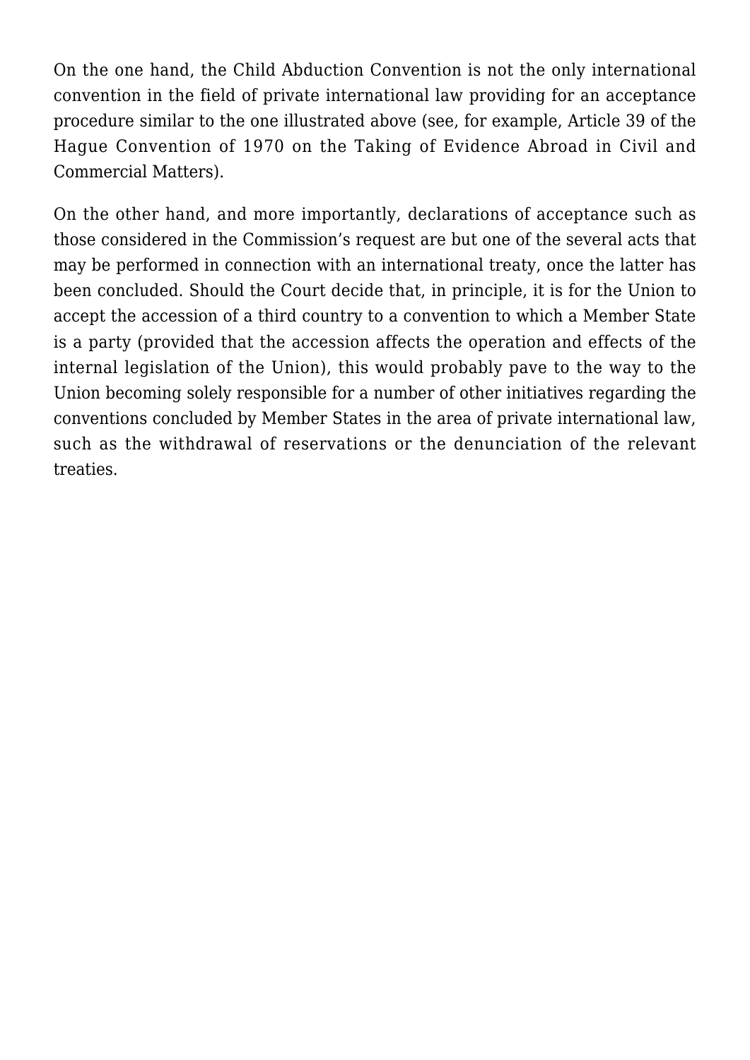On the one hand, the Child Abduction Convention is not the only international convention in the field of private international law providing for an acceptance procedure similar to the one illustrated above (see, for example, Article 39 of the Hague Convention of 1970 on the Taking of Evidence Abroad in Civil and Commercial Matters).

On the other hand, and more importantly, declarations of acceptance such as those considered in the Commission's request are but one of the several acts that may be performed in connection with an international treaty, once the latter has been concluded. Should the Court decide that, in principle, it is for the Union to accept the accession of a third country to a convention to which a Member State is a party (provided that the accession affects the operation and effects of the internal legislation of the Union), this would probably pave to the way to the Union becoming solely responsible for a number of other initiatives regarding the conventions concluded by Member States in the area of private international law, such as the withdrawal of reservations or the denunciation of the relevant treaties.